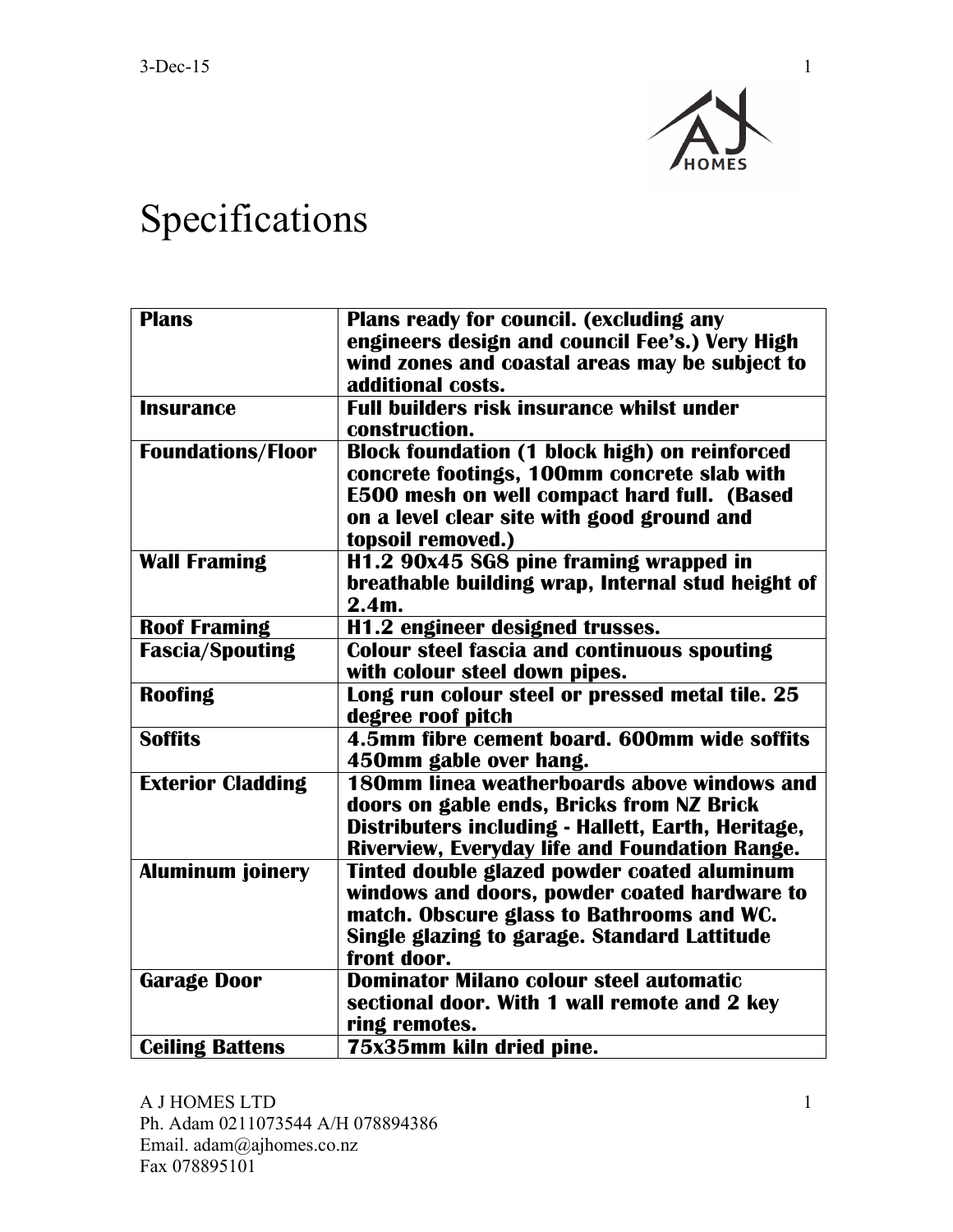# Specifications

| Plans | Plans ready for council. (excluding any engineers design and council Fee's.) Very High wind zones and coastal areas may be subject to additional costs. |
|---|---|
| Insurance | Full builders risk insurance whilst under construction. |
| Foundations/Floor | Block foundation (1 block high) on reinforced concrete footings, 100mm concrete slab with E500 mesh on well compact hard full. (Based on a level clear site with good ground and topsoil removed.) |
| Wall Framing | H1.2 90x45 SG8 pine framing wrapped in breathable building wrap, Internal stud height of 2.4m. |
| Roof Framing | H1.2 engineer designed trusses. |
| Fascia/Spouting | Colour steel fascia and continuous spouting with colour steel down pipes. |
| Roofing | Long run colour steel or pressed metal tile. 25 degree roof pitch |
| Soffits | 4.5mm fibre cement board. 600mm wide soffits 450mm gable over hang. |
| Exterior Cladding | 180mm linea weatherboards above windows and doors on gable ends, Bricks from NZ Brick Distributers including - Hallett, Earth, Heritage, Riverview, Everyday life and Foundation Range. |
| Aluminum joinery | Tinted double glazed powder coated aluminum windows and doors, powder coated hardware to match. Obscure glass to Bathrooms and WC. Single glazing to garage. Standard Lattitude front door. |
| Garage Door | Dominator Milano colour steel automatic sectional door. With 1 wall remote and 2 key ring remotes. |
| Ceiling Battens | 75x35mm kiln dried pine. |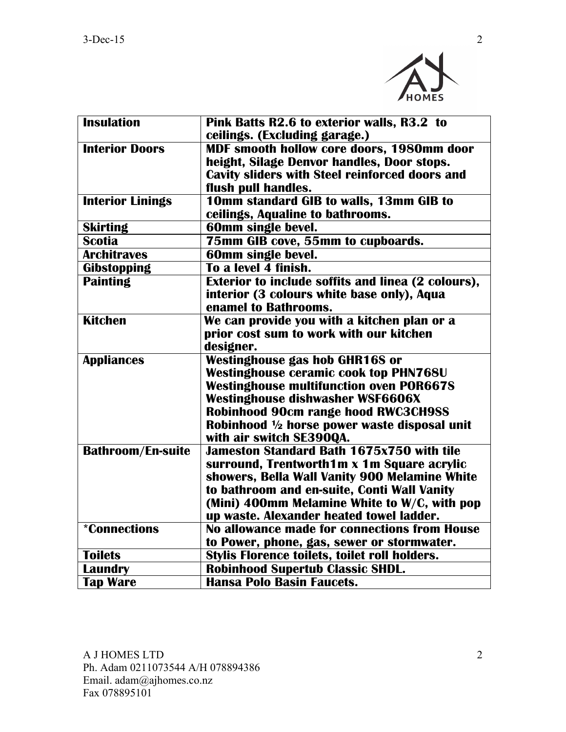| | |
|---|---|
| **Insulation** | **Pink Batts R2.6 to exterior walls, R3.2 to ceilings. (Excluding garage.)** |
| **Interior Doors** | **MDF smooth hollow core doors, 1980mm door height, Silage Denvor handles, Door stops. Cavity sliders with Steel reinforced doors and flush pull handles.** |
| **Interior Linings** | **10mm standard GIB to walls, 13mm GIB to ceilings, Aqualine to bathrooms.** |
| **Skirting** | **60mm single bevel.** |
| **Scotia** | **75mm GIB cove, 55mm to cupboards.** |
| **Architraves** | **60mm single bevel.** |
| **Gibstopping** | **To a level 4 finish.** |
| **Painting** | **Exterior to include soffits and linea (2 colours), interior (3 colours white base only), Aqua enamel to Bathrooms.** |
| **Kitchen** | **We can provide you with a kitchen plan or a prior cost sum to work with our kitchen designer.** |
| **Appliances** | **Westinghouse gas hob GHR16S or Westinghouse ceramic cook top PHN768U Westinghouse multifunction oven POR667S Westinghouse dishwasher WSF6606X Robinhood 90cm range hood RWC3CH9SS Robinhood ½ horse power waste disposal unit with air switch SE390QA.** |
| **Bathroom/En-suite** | **Jameston Standard Bath 1675x750 with tile surround, Trentworth1m x 1m Square acrylic showers, Bella Wall Vanity 900 Melamine White to bathroom and en-suite, Conti Wall Vanity (Mini) 400mm Melamine White to W/C, with pop up waste. Alexander heated towel ladder.** |
| ***Connections** | **No allowance made for connections from House to Power, phone, gas, sewer or stormwater.** |
| **Toilets** | **Stylis Florence toilets, toilet roll holders.** |
| **Laundry** | **Robinhood Supertub Classic SHDL.** |
| **Tap Ware** | **Hansa Polo Basin Faucets.** |

A J HOMES LTD
Ph. Adam 0211073544 A/H 078894386
Email. adam@ajhomes.co.nz
Fax 078895101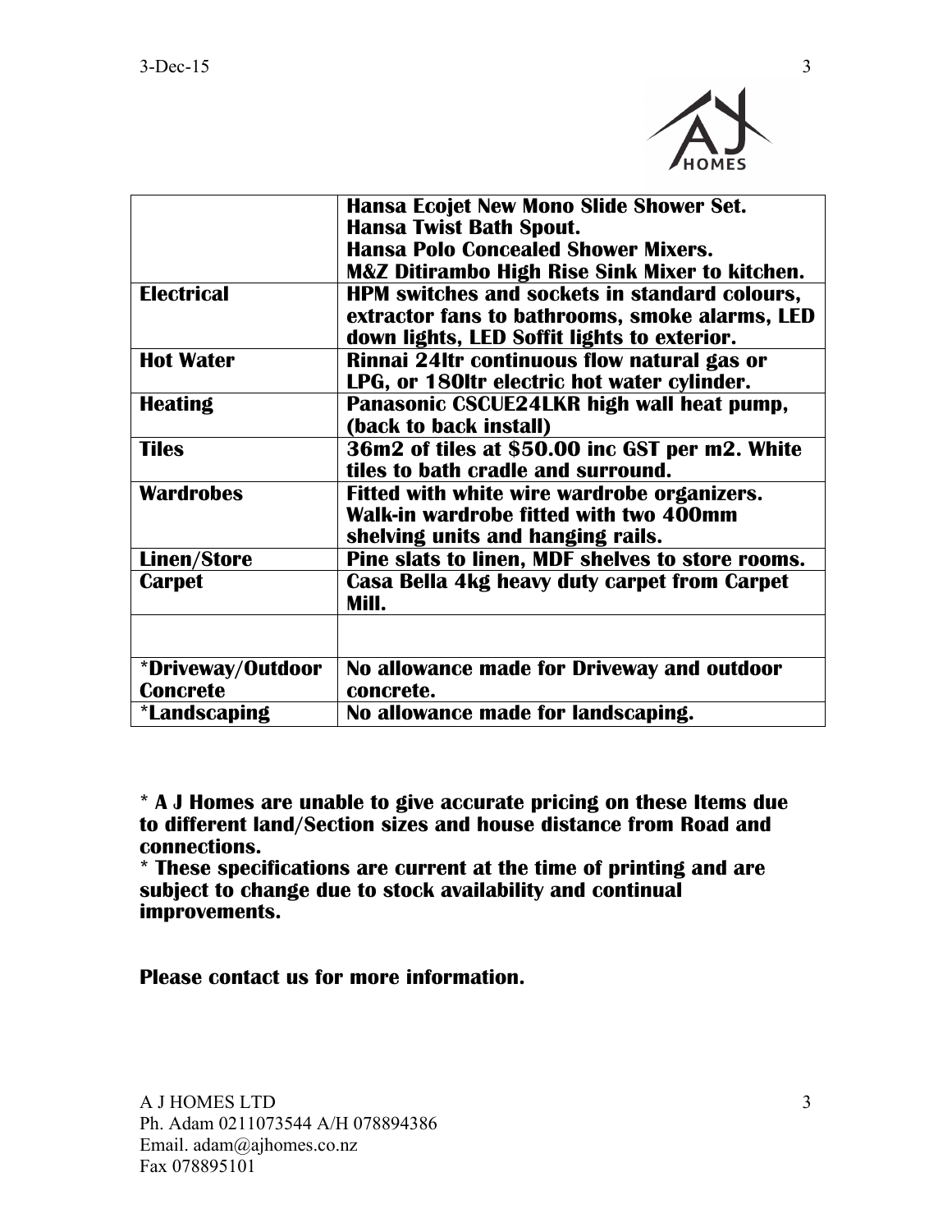| | |
|---|---|
| | **Hansa Ecojet New Mono Slide Shower Set.** **Hansa Twist Bath Spout.** **Hansa Polo Concealed Shower Mixers.** **M&Z Ditirambo High Rise Sink Mixer to kitchen.** |
| **Electrical** | **HPM switches and sockets in standard colours, extractor fans to bathrooms, smoke alarms, LED down lights, LED Soffit lights to exterior.** |
| **Hot Water** | **Rinnai 24ltr continuous flow natural gas or LPG, or 180ltr electric hot water cylinder.** |
| **Heating** | **Panasonic CSCUE24LKR high wall heat pump, (back to back install)** |
| **Tiles** | **36m2 of tiles at $50.00 inc GST per m2. White tiles to bath cradle and surround.** |
| **Wardrobes** | **Fitted with white wire wardrobe organizers. Walk-in wardrobe fitted with two 400mm shelving units and hanging rails.** |
| **Linen/Store** | **Pine slats to linen, MDF shelves to store rooms.** |
| **Carpet** | **Casa Bella 4kg heavy duty carpet from Carpet Mill.** |
| | |
| ***Driveway/Outdoor Concrete** | **No allowance made for Driveway and outdoor concrete.** |
| ***Landscaping** | **No allowance made for landscaping.** |

**\* A J Homes are unable to give accurate pricing on these Items due to different land/Section sizes and house distance from Road and connections.**

**\* These specifications are current at the time of printing and are subject to change due to stock availability and continual improvements.**

**Please contact us for more information.**

A J HOMES LTD
Ph. Adam 0211073544 A/H 078894386
Email. adam@ajhomes.co.nz
Fax 078895101